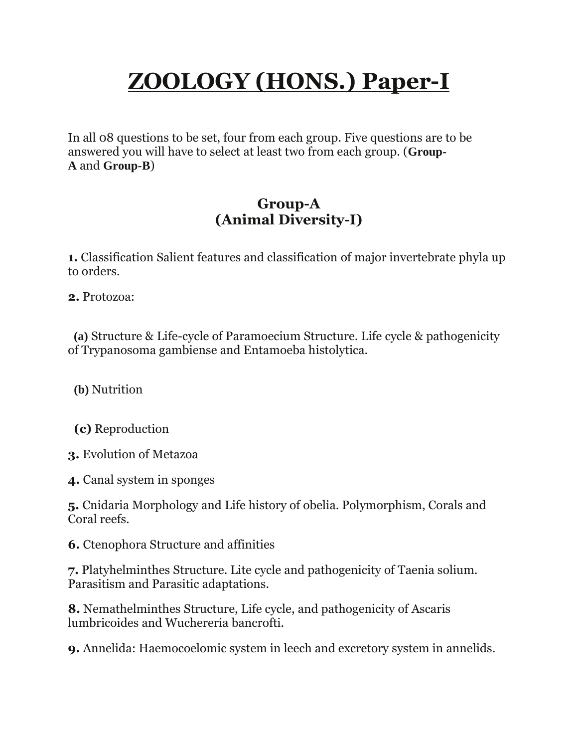# ZOOLOGY (HONS.) Paper-I

In all 08 questions to be set, four from each group. Five questions are to be answered you will have to select at least two from each group. (**Group-A** and **Group-B**)

## Group-A
## (Animal Diversity-I)

**1.** Classification Salient features and classification of major invertebrate phyla up to orders.

**2.** Protozoa:

**(a)** Structure & Life-cycle of Paramoecium Structure. Life cycle & pathogenicity of Trypanosoma gambiense and Entamoeba histolytica.

**(b)** Nutrition

**(c)** Reproduction

**3.** Evolution of Metazoa

**4.** Canal system in sponges

**5.** Cnidaria Morphology and Life history of obelia. Polymorphism, Corals and Coral reefs.

**6.** Ctenophora Structure and affinities

**7.** Platyhelminthes Structure. Lite cycle and pathogenicity of Taenia solium. Parasitism and Parasitic adaptations.

**8.** Nemathelminthes Structure, Life cycle, and pathogenicity of Ascaris lumbricoides and Wuchereria bancrofti.

**9.** Annelida: Haemocoelomic system in leech and excretory system in annelids.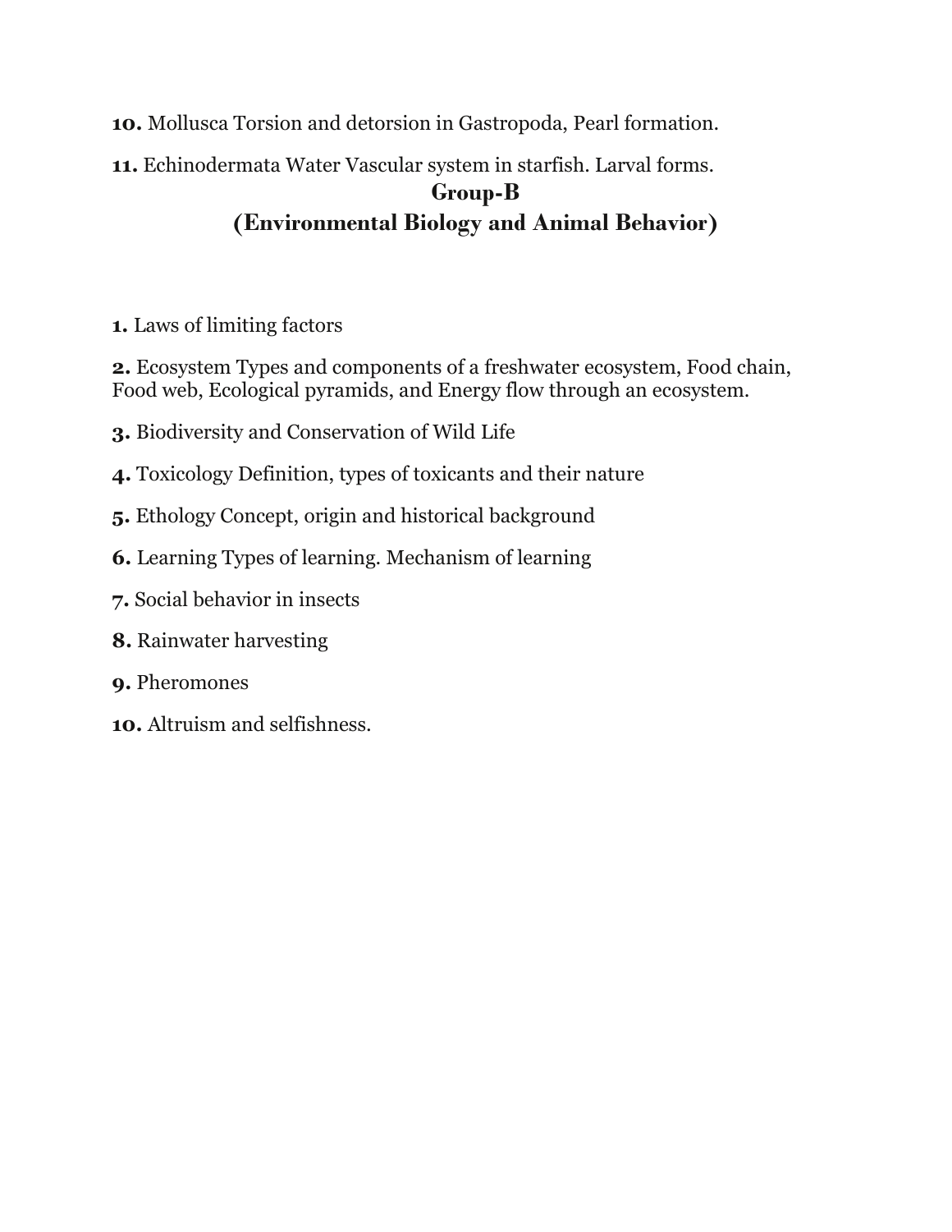**10.** Mollusca Torsion and detorsion in Gastropoda, Pearl formation.

**11.** Echinodermata Water Vascular system in starfish. Larval forms.

## Group-B
## (Environmental Biology and Animal Behavior)

**1.** Laws of limiting factors

**2.** Ecosystem Types and components of a freshwater ecosystem, Food chain, Food web, Ecological pyramids, and Energy flow through an ecosystem.

**3.** Biodiversity and Conservation of Wild Life

**4.** Toxicology Definition, types of toxicants and their nature

**5.** Ethology Concept, origin and historical background

**6.** Learning Types of learning. Mechanism of learning

**7.** Social behavior in insects

**8.** Rainwater harvesting

**9.** Pheromones

**10.** Altruism and selfishness.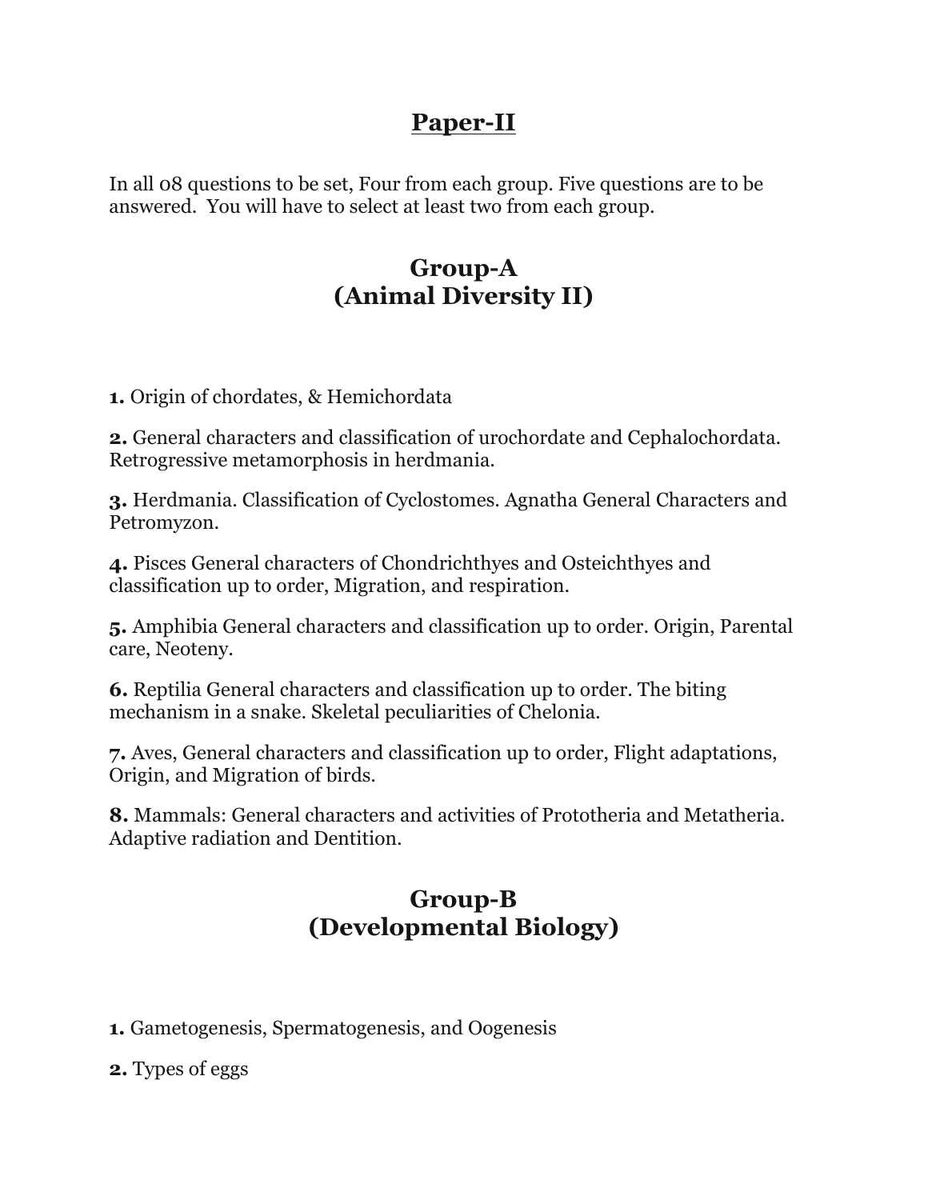## Paper-II

In all 08 questions to be set, Four from each group. Five questions are to be answered. You will have to select at least two from each group.

## Group-A
## (Animal Diversity II)

**1.** Origin of chordates, & Hemichordata

**2.** General characters and classification of urochordate and Cephalochordata. Retrogressive metamorphosis in herdmania.

**3.** Herdmania. Classification of Cyclostomes. Agnatha General Characters and Petromyzon.

**4.** Pisces General characters of Chondrichthyes and Osteichthyes and classification up to order, Migration, and respiration.

**5.** Amphibia General characters and classification up to order. Origin, Parental care, Neoteny.

**6.** Reptilia General characters and classification up to order. The biting mechanism in a snake. Skeletal peculiarities of Chelonia.

**7.** Aves, General characters and classification up to order, Flight adaptations, Origin, and Migration of birds.

**8.** Mammals: General characters and activities of Prototheria and Metatheria. Adaptive radiation and Dentition.

## Group-B
## (Developmental Biology)

**1.** Gametogenesis, Spermatogenesis, and Oogenesis

**2.** Types of eggs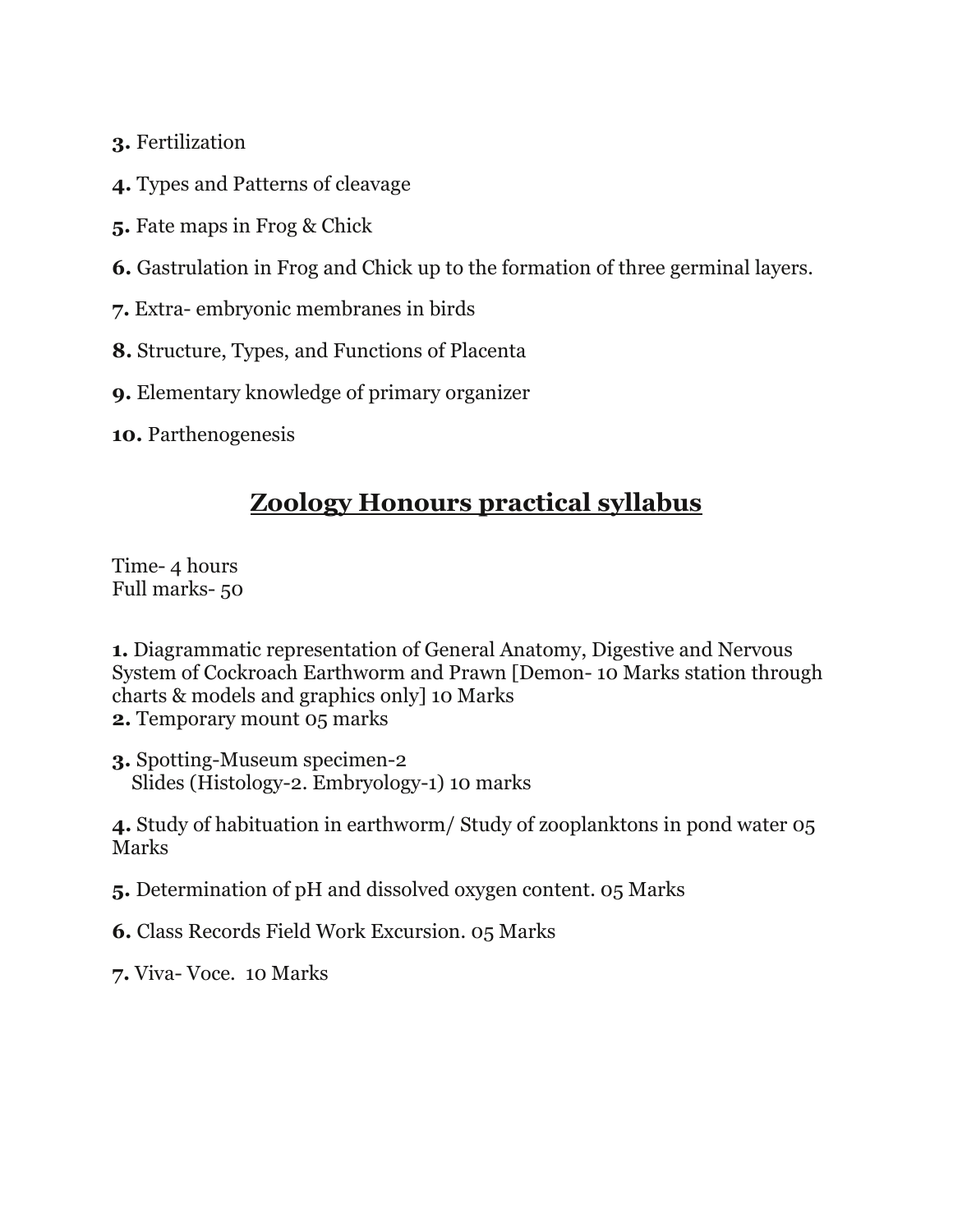**3.** Fertilization

**4.** Types and Patterns of cleavage

**5.** Fate maps in Frog & Chick

**6.** Gastrulation in Frog and Chick up to the formation of three germinal layers.

**7.** Extra- embryonic membranes in birds

**8.** Structure, Types, and Functions of Placenta

**9.** Elementary knowledge of primary organizer

**10.** Parthenogenesis

## Zoology Honours practical syllabus

Time- 4 hours
Full marks- 50

**1.** Diagrammatic representation of General Anatomy, Digestive and Nervous System of Cockroach Earthworm and Prawn [Demon- 10 Marks station through charts & models and graphics only] 10 Marks
**2.** Temporary mount 05 marks

**3.** Spotting-Museum specimen-2
Slides (Histology-2. Embryology-1) 10 marks

**4.** Study of habituation in earthworm/ Study of zooplanktons in pond water 05 Marks

**5.** Determination of pH and dissolved oxygen content. 05 Marks

**6.** Class Records Field Work Excursion. 05 Marks

**7.** Viva- Voce. 10 Marks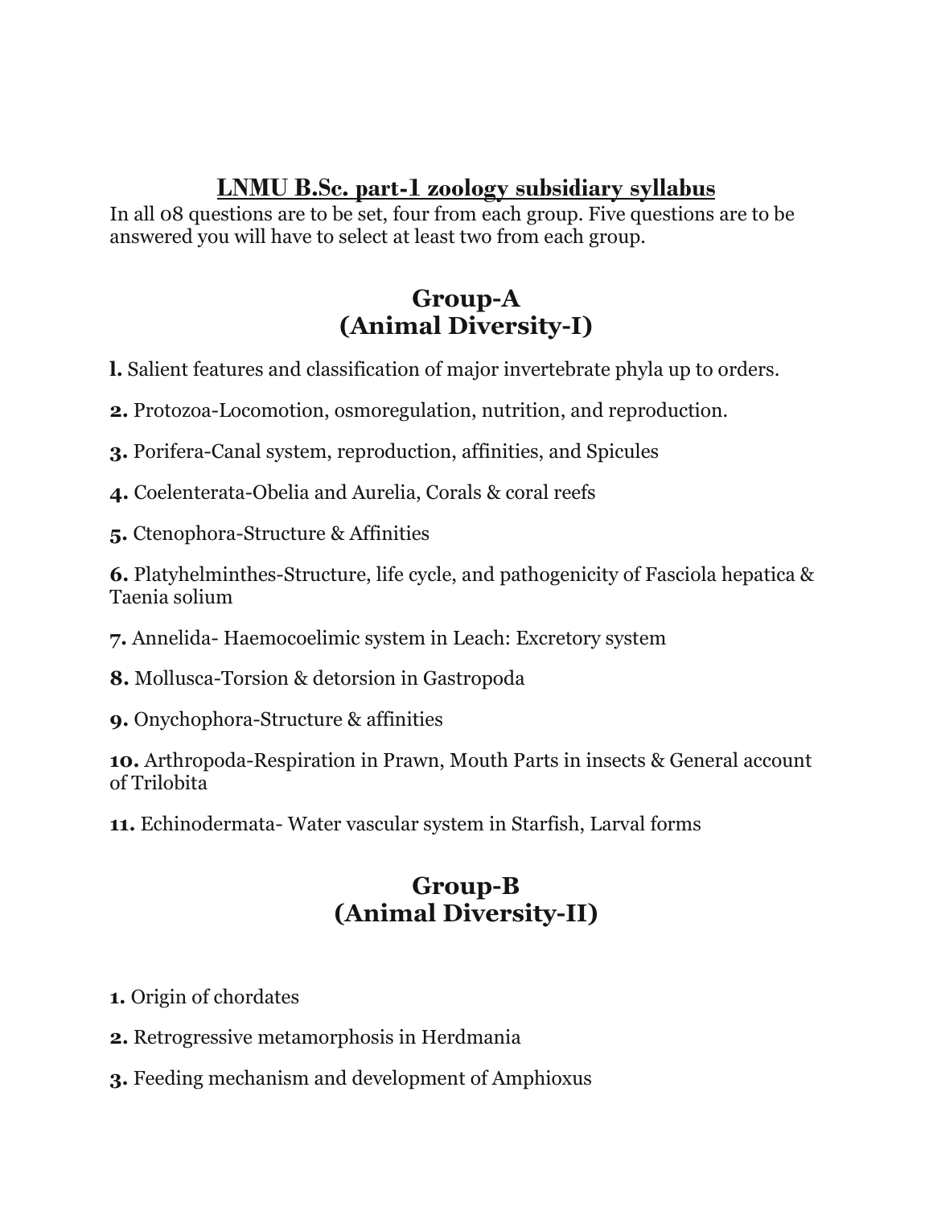## LNMU B.Sc. part-1 zoology subsidiary syllabus

In all 08 questions are to be set, four from each group. Five questions are to be answered you will have to select at least two from each group.

## Group-A
## (Animal Diversity-I)

**l.** Salient features and classification of major invertebrate phyla up to orders.

**2.** Protozoa-Locomotion, osmoregulation, nutrition, and reproduction.

**3.** Porifera-Canal system, reproduction, affinities, and Spicules

**4.** Coelenterata-Obelia and Aurelia, Corals & coral reefs

**5.** Ctenophora-Structure & Affinities

**6.** Platyhelminthes-Structure, life cycle, and pathogenicity of Fasciola hepatica & Taenia solium

**7.** Annelida- Haemocoelimic system in Leach: Excretory system

**8.** Mollusca-Torsion & detorsion in Gastropoda

**9.** Onychophora-Structure & affinities

**10.** Arthropoda-Respiration in Prawn, Mouth Parts in insects & General account of Trilobita

**11.** Echinodermata- Water vascular system in Starfish, Larval forms

## Group-B
## (Animal Diversity-II)

**1.** Origin of chordates

**2.** Retrogressive metamorphosis in Herdmania

**3.** Feeding mechanism and development of Amphioxus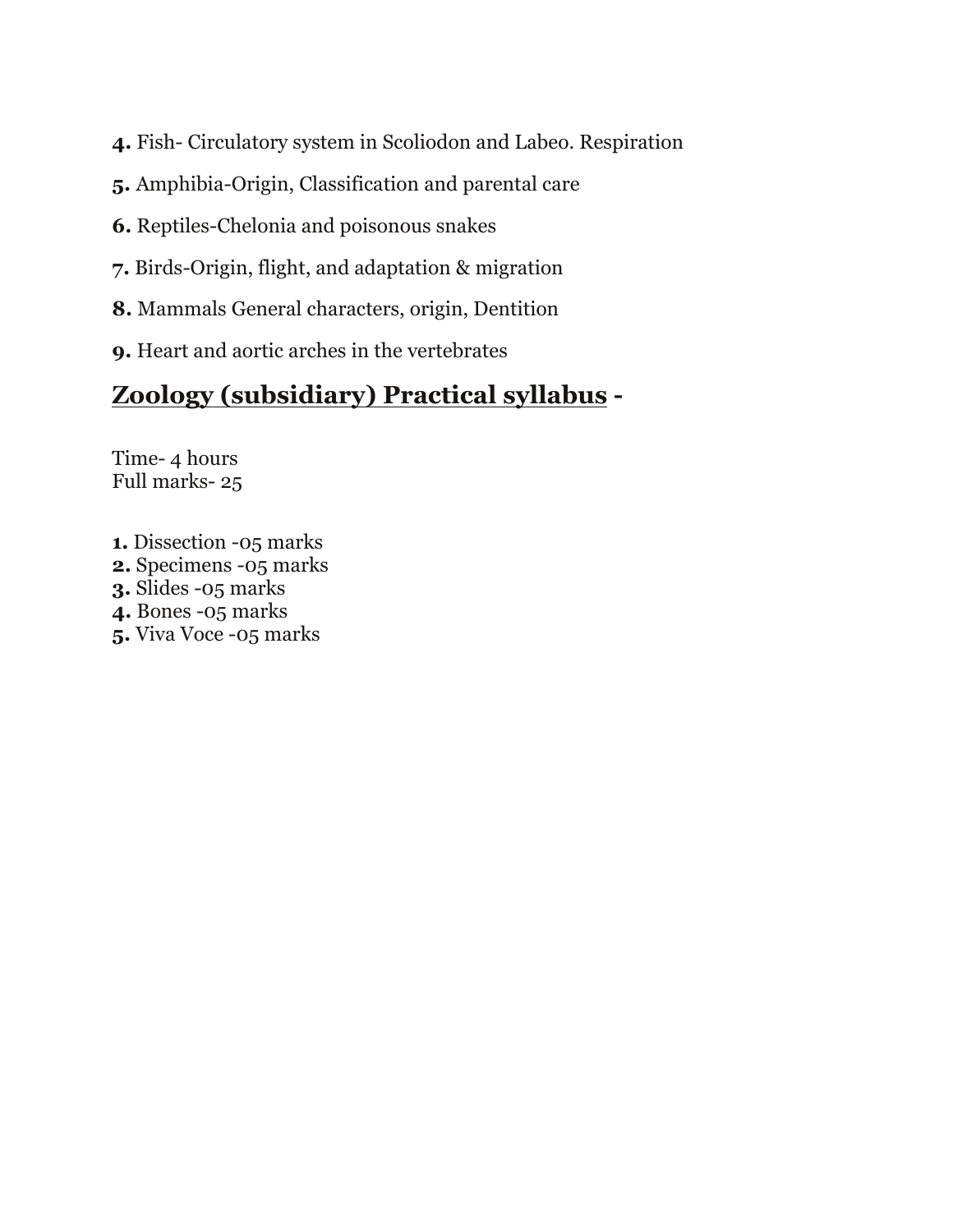**4.** Fish- Circulatory system in Scoliodon and Labeo. Respiration

**5.** Amphibia-Origin, Classification and parental care

**6.** Reptiles-Chelonia and poisonous snakes

**7.** Birds-Origin, flight, and adaptation & migration

**8.** Mammals General characters, origin, Dentition

**9.** Heart and aortic arches in the vertebrates

## <u>Zoology (subsidiary) Practical syllabus</u> -

Time- 4 hours
Full marks- 25

**1.** Dissection -05 marks
**2.** Specimens -05 marks
**3.** Slides -05 marks
**4.** Bones -05 marks
**5.** Viva Voce -05 marks